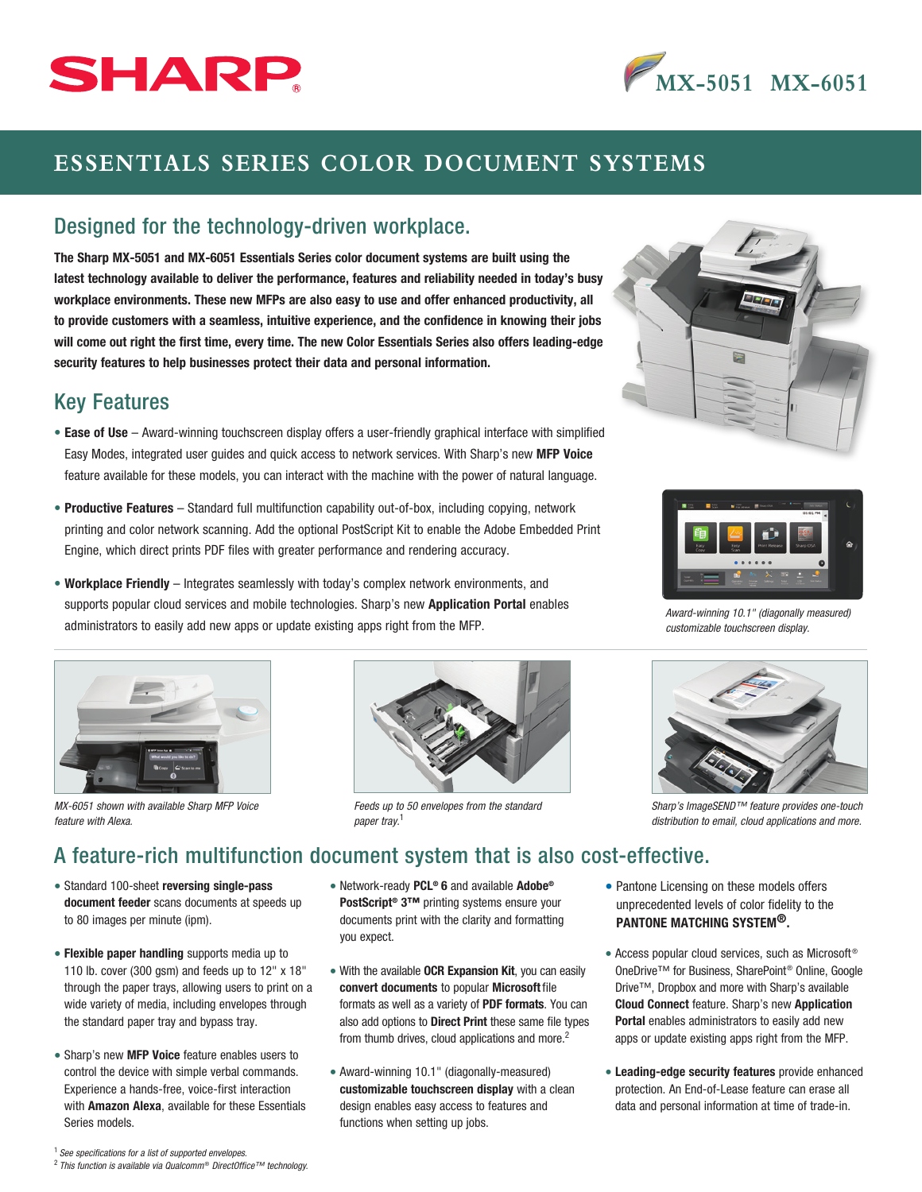SHARP

MX-5051 MX-6051

# ESSENTIALS SERIES COLOR DOCUMENT SYSTEMS

## Designed for the technology-driven workplace.

**The Sharp MX-5051 and MX-6051 Essentials Series color document systems are built using the latest technology available to deliver the performance, features and reliability needed in today's busy workplace environments. These new MFPs are also easy to use and offer enhanced productivity, all to provide customers with a seamless, intuitive experience, and the confidence in knowing their jobs will come out right the first time, every time. The new Color Essentials Series also offers leading-edge security features to help businesses protect their data and personal information.**

## Key Features

- **Ease of Use** – Award-winning touchscreen display offers a user-friendly graphical interface with simplified Easy Modes, integrated user guides and quick access to network services. With Sharp's new **MFP Voice** feature available for these models, you can interact with the machine with the power of natural language.
- **Productive Features** – Standard full multifunction capability out-of-box, including copying, network printing and color network scanning. Add the optional PostScript Kit to enable the Adobe Embedded Print Engine, which direct prints PDF files with greater performance and rendering accuracy.
- **Workplace Friendly** – Integrates seamlessly with today's complex network environments, and supports popular cloud services and mobile technologies. Sharp's new **Application Portal** enables administrators to easily add new apps or update existing apps right from the MFP.

*Award-winning 10.1" (diagonally measured) customizable touchscreen display.*

*MX-6051 shown with available Sharp MFP Voice feature with Alexa.*

*Feeds up to 50 envelopes from the standard paper tray.*[1]

*Sharp's ImageSEND™ feature provides one-touch distribution to email, cloud applications and more.*

## A feature-rich multifunction document system that is also cost-effective.

- Standard 100-sheet **reversing single-pass document feeder** scans documents at speeds up to 80 images per minute (ipm).
- **Flexible paper handling** supports media up to 110 lb. cover (300 gsm) and feeds up to 12" x 18" through the paper trays, allowing users to print on a wide variety of media, including envelopes through the standard paper tray and bypass tray.
- Sharp's new **MFP Voice** feature enables users to control the device with simple verbal commands. Experience a hands-free, voice-first interaction with **Amazon Alexa**, available for these Essentials Series models.
- Network-ready **PCL® 6** and available **Adobe® PostScript® 3™** printing systems ensure your documents print with the clarity and formatting you expect.
- With the available **OCR Expansion Kit**, you can easily **convert documents** to popular **Microsoft** file formats as well as a variety of **PDF formats**. You can also add options to **Direct Print** these same file types from thumb drives, cloud applications and more.[2]
- Award-winning 10.1" (diagonally-measured) **customizable touchscreen display** with a clean design enables easy access to features and functions when setting up jobs.
- Pantone Licensing on these models offers unprecedented levels of color fidelity to the **PANTONE MATCHING SYSTEM®.**
- Access popular cloud services, such as Microsoft® OneDrive™ for Business, SharePoint® Online, Google Drive™, Dropbox and more with Sharp's available **Cloud Connect** feature. Sharp's new **Application Portal** enables administrators to easily add new apps or update existing apps right from the MFP.
- **Leading-edge security features** provide enhanced protection. An End-of-Lease feature can erase all data and personal information at time of trade-in.

[1] *See specifications for a list of supported envelopes.*
[2] *This function is available via Qualcomm® DirectOffice™ technology.*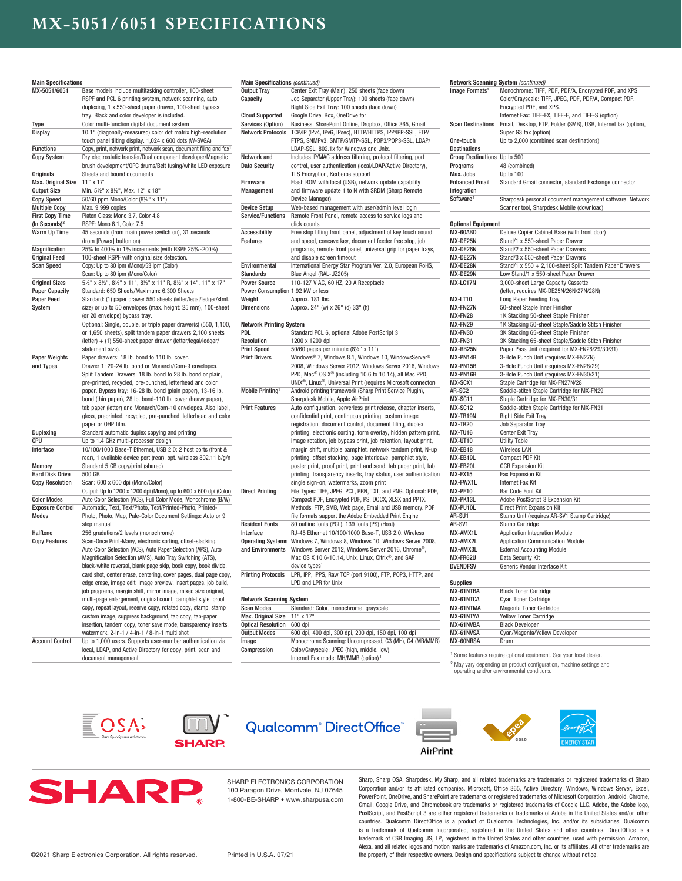# MX-5051/6051 SPECIFICATIONS

## Main Specifications

| | |
|---|---|
| MX-5051/6051 | Base models include multitasking controller, 100-sheet RSPF and PCL 6 printing system, network scanning, auto duplexing, 1 x 550-sheet paper drawer, 100-sheet bypass tray. Black and color developer is included. |
| Type | Color multi-function digital document system |
| Display | 10.1" (diagonally-measured) color dot matrix high-resolution touch panel tilting display. 1,024 x 600 dots (W-SVGA) |
| Functions | Copy, print, network print, network scan, document filing and fax[1] |
| Copy System | Dry electrostatic transfer/Dual component developer/Magnetic brush development/OPC drums/Belt fusing/white LED exposure |
| Originals | Sheets and bound documents |
| Max. Original Size | 11" x 17" |
| Output Size | Min. 5½" x 8½", Max. 12" x 18" |
| Copy Speed | 50/60 ppm Mono/Color (8½" x 11") |
| Multiple Copy | Max. 9,999 copies |
| First Copy Time (In Seconds)[2] | Platen Glass: Mono 3.7, Color 4.8<br>RSPF: Mono 6.1, Color 7.5 |
| Warm Up Time | 45 seconds (from main power switch on), 31 seconds (from [Power] button on) |
| Magnification | 25% to 400% in 1% increments (with RSPF 25%-200%) |
| Original Feed | 100-sheet RSPF with original size detection. |
| Scan Speed | Copy: Up to 80 ipm (Mono)/53 ipm (Color)<br>Scan: Up to 80 ipm (Mono/Color) |
| Original Sizes | 5½" x 8½", 8½" x 11", 8½" x 11" R, 8½" x 14", 11" x 17" |
| Paper Capacity | Standard: 650 Sheets/Maximum: 6,300 Sheets |
| Paper Feed System | Standard: (1) paper drawer 550 sheets (letter/legal/ledger/stmt. size) or up to 50 envelopes (max. height: 25 mm), 100-sheet (or 20 envelope) bypass tray.<br>Optional: Single, double, or triple paper drawer(s) (550, 1,100, or 1,650 sheets), split tandem paper drawers 2,100 sheets (letter) + (1) 550-sheet paper drawer (letter/legal/ledger/statement size). |
| Paper Weights and Types | Paper drawers: 18 lb. bond to 110 lb. cover.<br>Drawer 1: 20-24 lb. bond or Monarch/Com-9 envelopes.<br>Split Tandem Drawers: 18 lb. bond to 28 lb. bond or plain, pre-printed, recycled, pre-punched, letterhead and color paper. Bypass tray: 16-28 lb. bond (plain paper), 13-16 lb. bond (thin paper), 28 lb. bond-110 lb. cover (heavy paper), tab paper (letter) and Monarch/Com-10 envelopes. Also label, gloss, preprinted, recycled, pre-punched, letterhead and color paper or OHP film. |
| Duplexing | Standard automatic duplex copying and printing |
| CPU | Up to 1.4 GHz multi-processor design |
| Interface | 10/100/1000 Base-T Ethernet, USB 2.0: 2 host ports (front & rear), 1 available device port (rear), opt. wireless 802.11 b/g/n |
| Memory | Standard 5 GB copy/print (shared) |
| Hard Disk Drive | 500 GB |
| Copy Resolution | Scan: 600 x 600 dpi (Mono/Color)<br>Output: Up to 1200 x 1200 dpi (Mono), up to 600 x 600 dpi (Color) |
| Color Modes | Auto Color Selection (ACS), Full Color Mode, Monochrome (B/W) |
| Exposure Control Modes | Automatic, Text, Text/Photo, Text/Printed-Photo, Printed-Photo, Photo, Map, Pale-Color Document Settings: Auto or 9 step manual |
| Halftone | 256 gradations/2 levels (monochrome) |
| Copy Features | Scan-Once Print-Many, electronic sorting, offset-stacking, Auto Color Selection (ACS), Auto Paper Selection (APS), Auto Magnification Selection (AMS), Auto Tray Switching (ATS), black-white reversal, blank page skip, book copy, book divide, card shot, center erase, centering, cover pages, dual page copy, edge erase, image edit, image preview, insert pages, job build, job programs, margin shift, mirror image, mixed size original, multi-page enlargement, original count, pamphlet style, proof copy, repeat layout, reserve copy, rotated copy, stamp, stamp custom image, suppress background, tab copy, tab-paper insertion, tandem copy, toner save mode, transparency inserts, watermark, 2-in-1 / 4-in-1 / 8-in-1 multi shot |
| Account Control | Up to 1,000 users. Supports user-number authentication via local, LDAP, and Active Directory for copy, print, scan and document management |

## Main Specifications *(continued)*

| | |
|---|---|
| Output Tray Capacity | Center Exit Tray (Main): 250 sheets (face down)<br>Job Separator (Upper Tray): 100 sheets (face down)<br>Right Side Exit Tray: 100 sheets (face down) |
| Cloud Supported Services (Option) | Google Drive, Box, OneDrive for Business, SharePoint Online, Dropbox, Office 365, Gmail |
| Network Protocols | TCP/IP (IPv4, IPv6, IPsec), HTTP/HTTPS, IPP/IPP-SSL, FTP/FTPS, SNMPv3, SMTP/SMTP-SSL, POP3/POP3-SSL, LDAP/LDAP-SSL, 802.1x for Windows and Unix. |
| Network and Data Security | Includes IP/MAC address filtering, protocol filtering, port control, user authentication (local/LDAP/Active Directory), TLS Encryption, Kerberos support |
| Firmware Management | Flash ROM with local (USB), network update capability and firmware update 1 to N with SRDM (Sharp Remote Device Manager) |
| Device Setup | Web-based management with user/admin level login |
| Service/Functions | Remote Front Panel, remote access to service logs and click counts |
| Accessibility Features | Free stop tilting front panel, adjustment of key touch sound and speed, concave key, document feeder free stop, job programs, remote front panel, universal grip for paper trays, and disable screen timeout |
| Environmental Standards | International Energy Star Program Ver. 2.0, European RoHS, Blue Angel (RAL-UZ205) |
| Power Source | 110-127 V AC, 60 HZ, 20 A Receptacle |
| Power Consumption | 1.92 kW or less |
| Weight | Approx. 181 lbs. |
| Dimensions | Approx. 24" (w) x 26" (d) 33" (h) |

## Network Printing System

| | |
|---|---|
| PDL | Standard PCL 6, optional Adobe PostScript 3 |
| Resolution | 1200 x 1200 dpi |
| Print Speed | 50/60 pages per minute (8½" x 11") |
| Print Drivers | Windows® 7, Windows 8.1, Windows 10, WindowsServer® 2008, Windows Server 2012, Windows Server 2016, Windows PPD, Mac® OS X® (including 10.6 to 10.14), all Mac PPD, UNIX®, Linux®, Universal Print (requires Microsoft connector) |
| Mobile Printing[1] | Android printing framework (Sharp Print Service Plugin), Sharpdesk Mobile, Apple AirPrint |
| Print Features | Auto configuration, serverless print release, chapter inserts, confidential print, continuous printing, custom image registration, document control, document filing, duplex printing, electronic sorting, form overlay, hidden pattern print, image rotation, job bypass print, job retention, layout print, margin shift, multiple pamphlet, network tandem print, N-up printing, offset stacking, page interleave, pamphlet style, poster print, proof print, print and send, tab paper print, tab printing, transparency inserts, tray status, user authentication single sign-on, watermarks, zoom print |
| Direct Printing | File Types: TIFF, JPEG, PCL, PRN, TXT, and PNG. Optional: PDF, Compact PDF, Encrypted PDF, PS, DOCX, XLSX and PPTX.<br>Methods: FTP, SMB, Web page, Email and USB memory. PDF file formats support the Adobe Embedded Print Engine |
| Resident Fonts | 80 outline fonts (PCL), 139 fonts (PS) (Host) |
| Interface | RJ-45 Ethernet 10/100/1000 Base-T, USB 2.0, Wireless |
| Operating Systems and Environments | Windows 7, Windows 8, Windows 10, Windows Server 2008, Windows Server 2012, Windows Server 2016, Chrome®, Mac OS X 10.6-10.14, Unix, Linux, Citrix®, and SAP device types[1] |
| Printing Protocols | LPR, IPP, IPPS, Raw TCP (port 9100), FTP, POP3, HTTP, and LPD and LPR for Unix |

## Network Scanning System

| | |
|---|---|
| Scan Modes | Standard: Color, monochrome, grayscale |
| Max. Original Size | 11" x 17" |
| Optical Resolution | 600 dpi |
| Output Modes | 600 dpi, 400 dpi, 300 dpi, 200 dpi, 150 dpi, 100 dpi |
| Image Compression | Monochrome Scanning: Uncompressed, G3 (MH), G4 (MR/MMR)<br>Color/Grayscale: JPEG (high, middle, low)<br>Internet Fax mode: MH/MMR (option)[1] |

## Network Scanning System *(continued)*

| | |
|---|---|
| Image Formats[1] | Monochrome: TIFF, PDF, PDF/A, Encrypted PDF, and XPS<br>Color/Grayscale: TIFF, JPEG, PDF, PDF/A, Compact PDF, Encrypted PDF, and XPS.<br>Internet Fax: TIFF-FX, TIFF-F, and TIFF-S (option) |
| Scan Destinations | Email, Desktop, FTP, Folder (SMB), USB, Internet fax (option), Super G3 fax (option) |
| One-touch Destinations | Up to 2,000 (combined scan destinations) |
| Group Destinations | Up to 500 |
| Programs | 48 (combined) |
| Max. Jobs | Up to 100 |
| Enhanced Email Integration | Standard Gmail connector, standard Exchange connector |
| Software[1] | Sharpdesk personal document management software, Network Scanner tool, Sharpdesk Mobile (download) |

## Optional Equipment

| | |
|---|---|
| MX-60ABD | Deluxe Copier Cabinet Base (with front door) |
| MX-DE25N | Stand/1 x 550-sheet Paper Drawer |
| MX-DE26N | Stand/2 x 550-sheet Paper Drawers |
| MX-DE27N | Stand/3 x 550-sheet Paper Drawers |
| MX-DE28N | Stand/1 x 550 + 2,100-sheet Split Tandem Paper Drawers |
| MX-DE29N | Low Stand/1 x 550-sheet Paper Drawer |
| MX-LC17N | 3,000-sheet Large Capacity Cassette (letter, requires MX-DE25N/26N/27N/28N) |
| MX-LT10 | Long Paper Feeding Tray |
| MX-FN27N | 50-sheet Staple Inner Finisher |
| MX-FN28 | 1K Stacking 50-sheet Staple Finisher |
| MX-FN29 | 1K Stacking 50-sheet Staple/Saddle Stitch Finisher |
| MX-FN30 | 3K Stacking 65-sheet Staple Finisher |
| MX-FN31 | 3K Stacking 65-sheet Staple/Saddle Stitch Finisher |
| MX-RB25N | Paper Pass Unit (required for MX-FN28/29/30/31) |
| MX-PN14B | 3-Hole Punch Unit (requires MX-FN27N) |
| MX-PN15B | 3-Hole Punch Unit (requires MX-FN28/29) |
| MX-PN16B | 3-Hole Punch Unit (requires MX-FN30/31) |
| MX-SCX1 | Staple Cartridge for MX-FN27N/28 |
| AR-SC2 | Saddle-stitch Staple Cartridge for MX-FN29 |
| MX-SC11 | Staple Cartridge for MX-FN30/31 |
| MX-SC12 | Saddle-stitch Staple Cartridge for MX-FN31 |
| MX-TR19N | Right Side Exit Tray |
| MX-TR20 | Job Separator Tray |
| MX-TU16 | Center Exit Tray |
| MX-UT10 | Utility Table |
| MX-EB18 | Wireless LAN |
| MX-EB19L | Compact PDF Kit |
| MX-EB20L | OCR Expansion Kit |
| MX-FX15 | Fax Expansion Kit |
| MX-FWX1L | Internet Fax Kit |
| MX-PF10 | Bar Code Font Kit |
| MX-PK13L | Adobe PostScript 3 Expansion Kit |
| MX-PU10L | Direct Print Expansion Kit |
| AR-SU1 | Stamp Unit (requires AR-SV1 Stamp Cartridge) |
| AR-SV1 | Stamp Cartridge |
| MX-AMX1L | Application Integration Module |
| MX-AMX2L | Application Communication Module |
| MX-AMX3L | External Accounting Module |
| MX-FR62U | Data Security Kit |
| DVENDFSV | Generic Vendor Interface Kit |

## Supplies

| | |
|---|---|
| MX-61NTBA | Black Toner Cartridge |
| MX-61NTCA | Cyan Toner Cartridge |
| MX-61NTMA | Magenta Toner Cartridge |
| MX-61NTYA | Yellow Toner Cartridge |
| MX-61NVBA | Black Developer |
| MX-61NVSA | Cyan/Magenta/Yellow Developer |
| MX-60NRSA | Drum |

[1] Some features require optional equipment. See your local dealer.

[2] May vary depending on product configuration, machine settings and operating and/or environmental conditions.

OSA Sharp Open Systems Architecture · SHARP · Qualcomm® DirectOffice™ · AirPrint · epea GOLD · ENERGY STAR

SHARP

SHARP ELECTRONICS CORPORATION
100 Paragon Drive, Montvale, NJ 07645
1-800-BE-SHARP • www.sharpusa.com

Sharp, Sharp OSA, Sharpdesk, My Sharp, and all related trademarks are trademarks or registered trademarks of Sharp Corporation and/or its affiliated companies. Microsoft, Office 365, Active Directory, Windows, Windows Server, Excel, PowerPoint, OneDrive, and SharePoint are trademarks or registered trademarks of Microsoft Corporation. Android, Chrome, Gmail, Google Drive, and Chromebook are trademarks or registered trademarks of Google LLC. Adobe, the Adobe logo, PostScript, and PostScript 3 are either registered trademarks or trademarks of Adobe in the United States and/or other countries. Qualcomm DirectOffice is a product of Qualcomm Technologies, Inc. and/or its subsidiaries. Qualcomm is a trademark of Qualcomm Incorporated, registered in the United States and other countries. DirectOffice is a trademark of CSR Imaging US, LP, registered in the United States and other countries, used with permission. Amazon, Alexa, and all related logos and motion marks are trademarks of Amazon.com, Inc. or its affiliates. All other trademarks are the property of their respective owners. Design and specifications subject to change without notice.

©2021 Sharp Electronics Corporation. All rights reserved.

Printed in U.S.A. 07/21